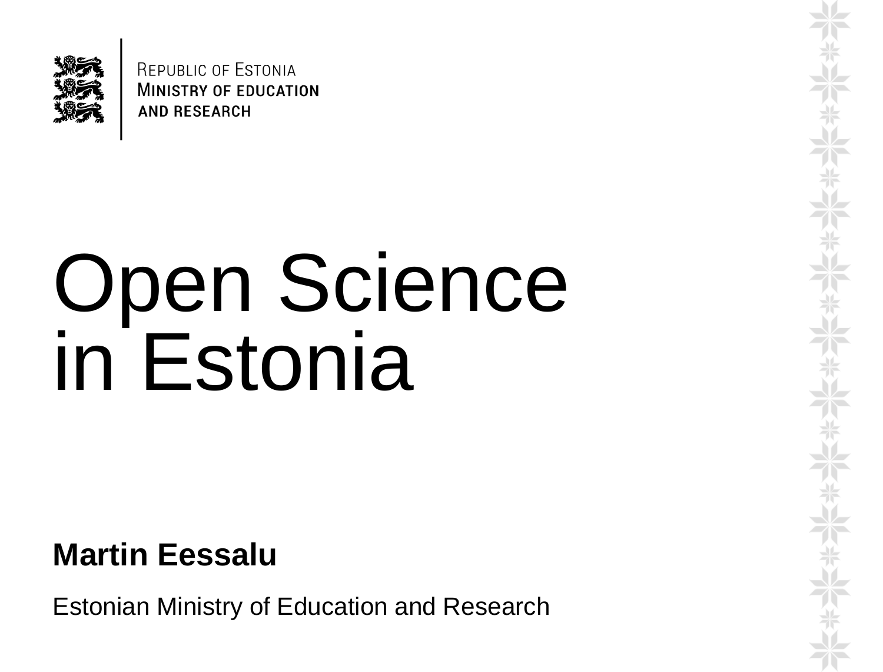Republic of Estonia
Ministry of Education and Research

# Open Science in Estonia

**Martin Eessalu**

Estonian Ministry of Education and Research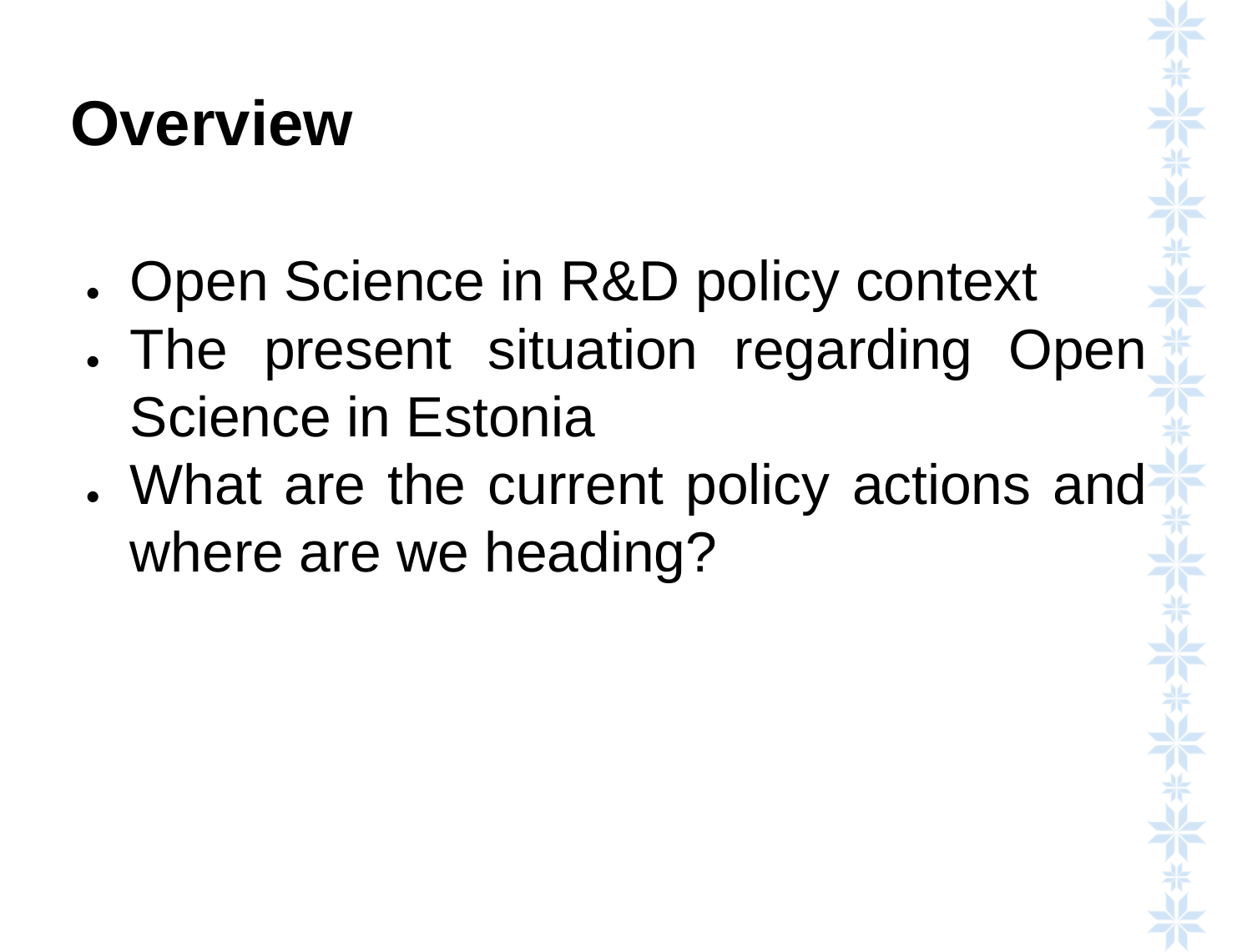# Overview

- Open Science in R&D policy context
- The present situation regarding Open Science in Estonia
- What are the current policy actions and where are we heading?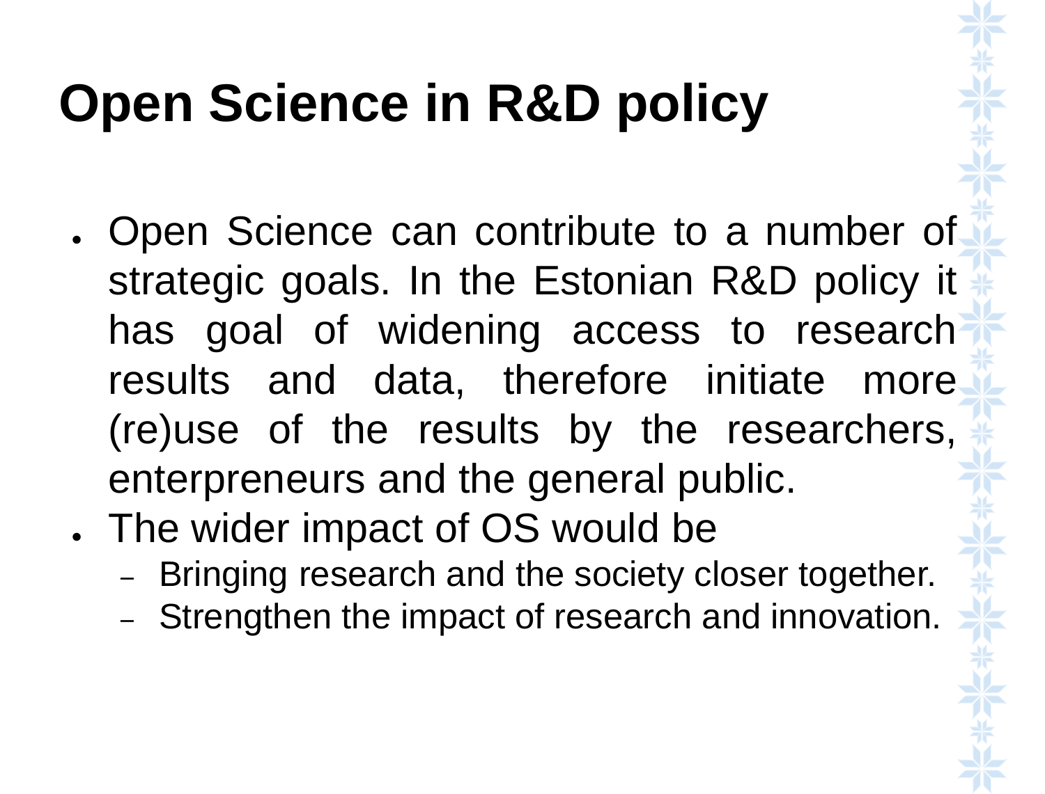# Open Science in R&D policy

- Open Science can contribute to a number of strategic goals. In the Estonian R&D policy it has goal of widening access to research results and data, therefore initiate more (re)use of the results by the researchers, enterpreneurs and the general public.
- The wider impact of OS would be
  - Bringing research and the society closer together.
  - Strengthen the impact of research and innovation.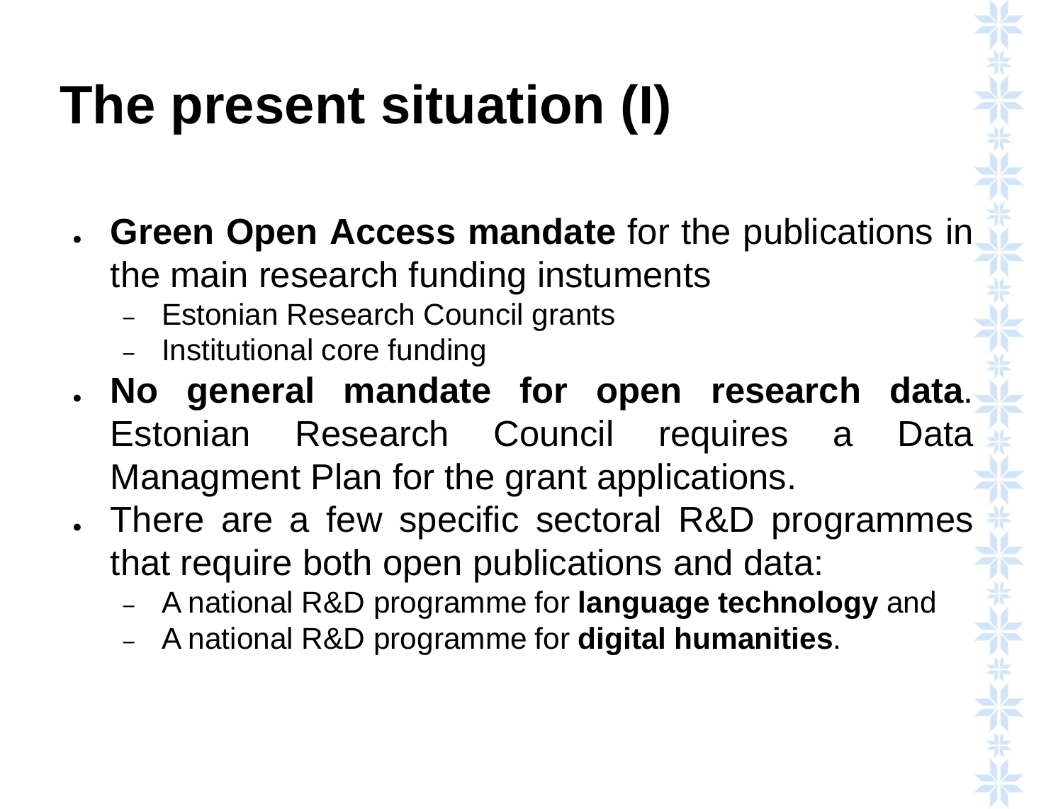# The present situation (I)

- **Green Open Access mandate** for the publications in the main research funding instuments
  - Estonian Research Council grants
  - Institutional core funding
- **No general mandate for open research data**. Estonian Research Council requires a Data Managment Plan for the grant applications.
- There are a few specific sectoral R&D programmes that require both open publications and data:
  - A national R&D programme for **language technology** and
  - A national R&D programme for **digital humanities**.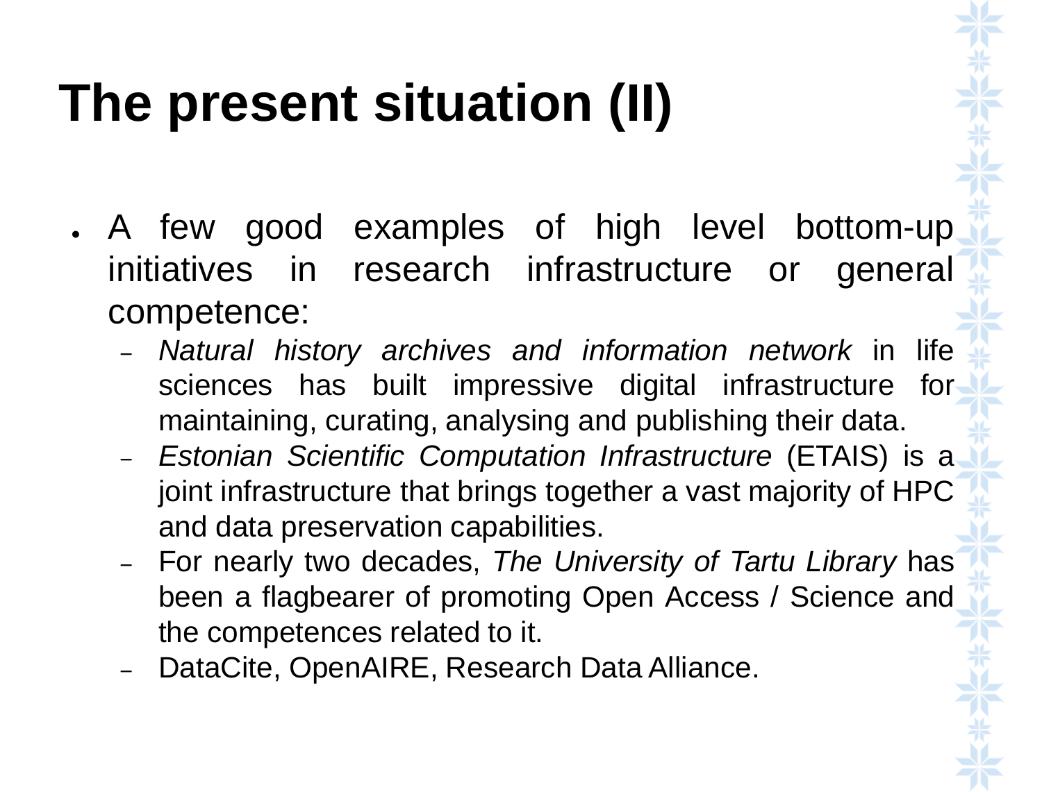# The present situation (II)

- A few good examples of high level bottom-up initiatives in research infrastructure or general competence:
  - *Natural history archives and information network* in life sciences has built impressive digital infrastructure for maintaining, curating, analysing and publishing their data.
  - *Estonian Scientific Computation Infrastructure* (ETAIS) is a joint infrastructure that brings together a vast majority of HPC and data preservation capabilities.
  - For nearly two decades, *The University of Tartu Library* has been a flagbearer of promoting Open Access / Science and the competences related to it.
  - DataCite, OpenAIRE, Research Data Alliance.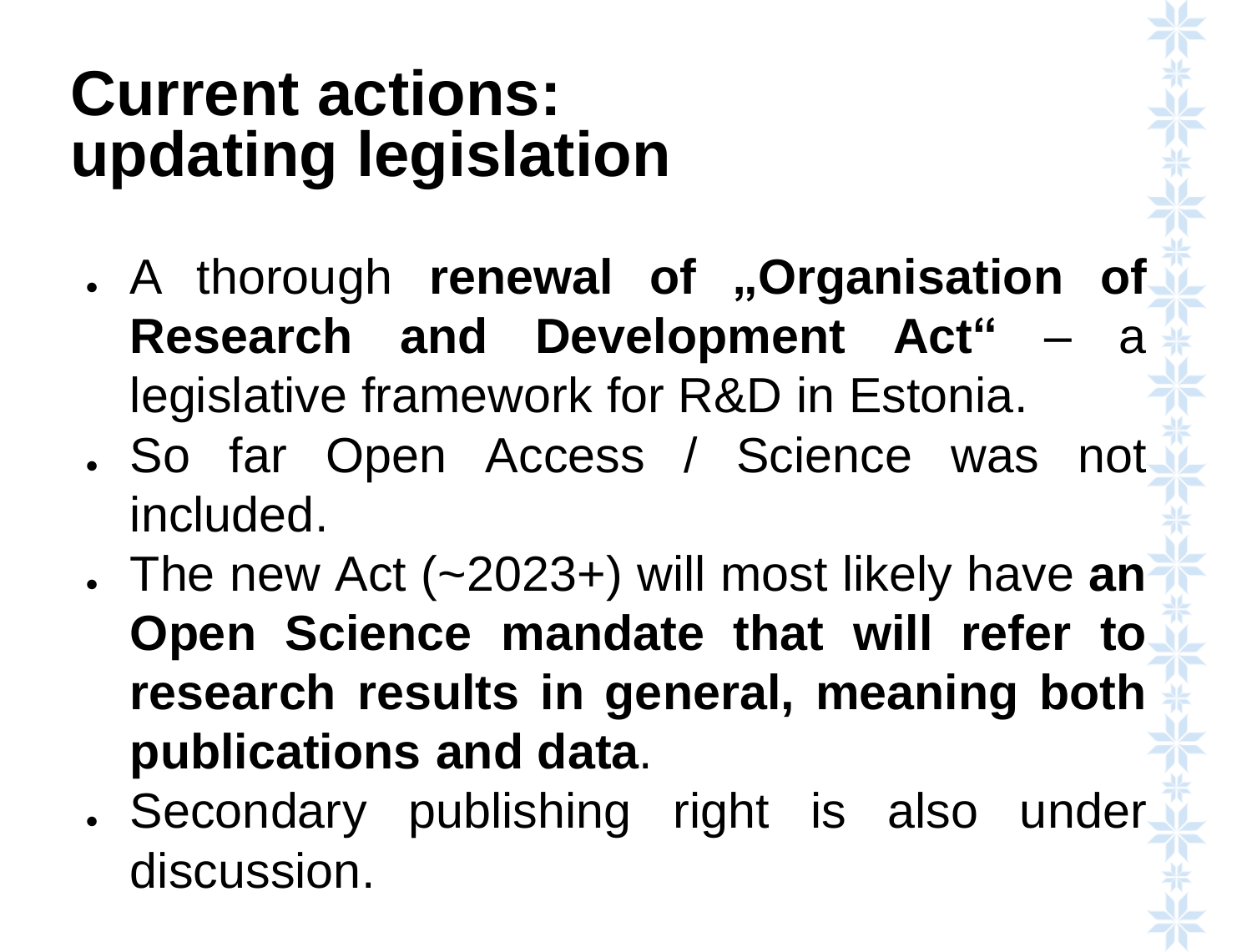# Current actions: updating legislation

- A thorough **renewal of „Organisation of Research and Development Act“** – a legislative framework for R&D in Estonia.
- So far Open Access / Science was not included.
- The new Act (~2023+) will most likely have **an Open Science mandate that will refer to research results in general, meaning both publications and data**.
- Secondary publishing right is also under discussion.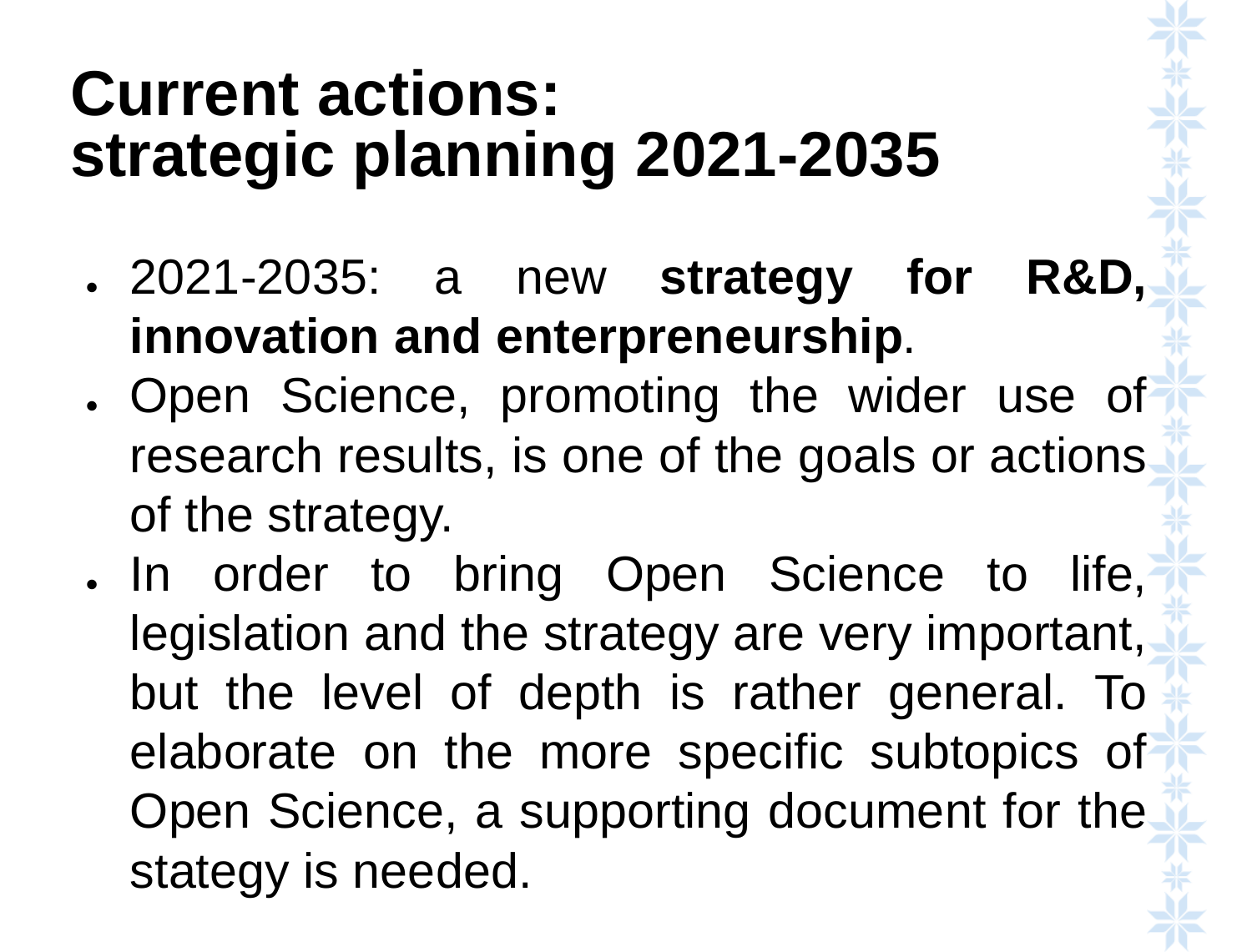# Current actions: strategic planning 2021-2035

- 2021-2035: a new **strategy for R&D, innovation and enterpreneurship**.
- Open Science, promoting the wider use of research results, is one of the goals or actions of the strategy.
- In order to bring Open Science to life, legislation and the strategy are very important, but the level of depth is rather general. To elaborate on the more specific subtopics of Open Science, a supporting document for the stategy is needed.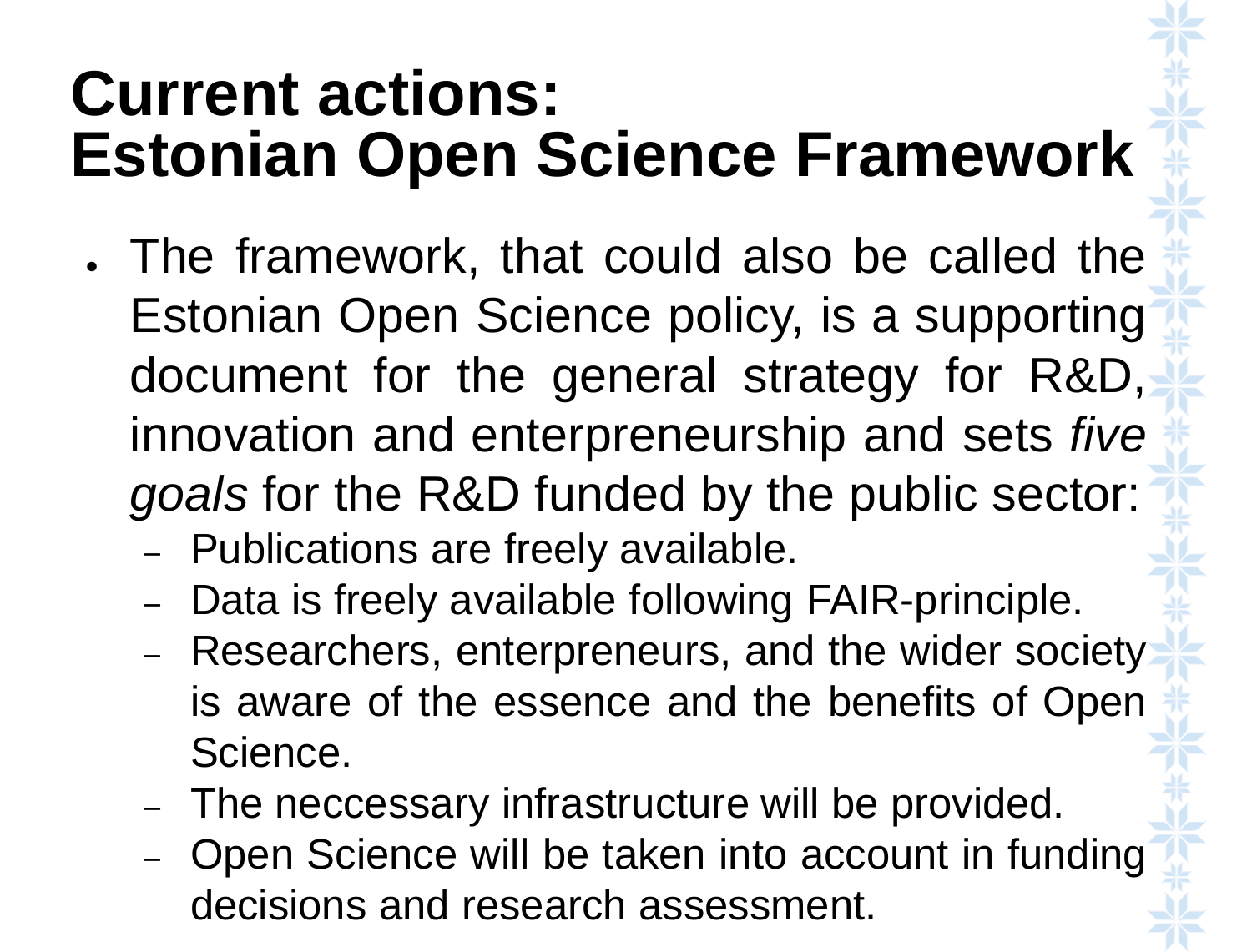# Current actions: Estonian Open Science Framework

- The framework, that could also be called the Estonian Open Science policy, is a supporting document for the general strategy for R&D, innovation and enterpreneurship and sets *five goals* for the R&D funded by the public sector:
  - Publications are freely available.
  - Data is freely available following FAIR-principle.
  - Researchers, enterpreneurs, and the wider society is aware of the essence and the benefits of Open Science.
  - The neccessary infrastructure will be provided.
  - Open Science will be taken into account in funding decisions and research assessment.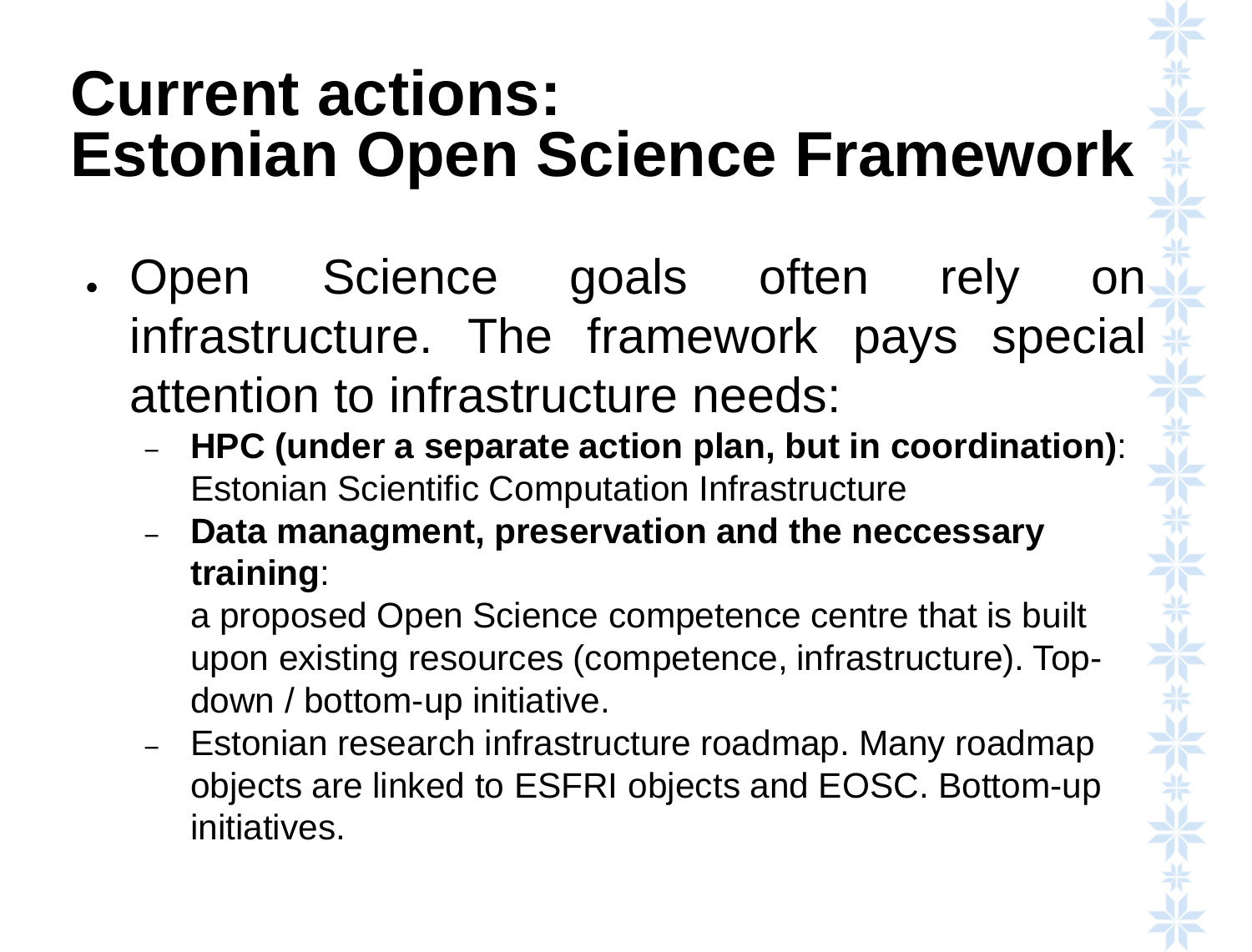# Current actions: Estonian Open Science Framework

- Open Science goals often rely on infrastructure. The framework pays special attention to infrastructure needs:
  - **HPC (under a separate action plan, but in coordination)**: Estonian Scientific Computation Infrastructure
  - **Data managment, preservation and the neccessary training**:

    a proposed Open Science competence centre that is built upon existing resources (competence, infrastructure). Top-down / bottom-up initiative.
  - Estonian research infrastructure roadmap. Many roadmap objects are linked to ESFRI objects and EOSC. Bottom-up initiatives.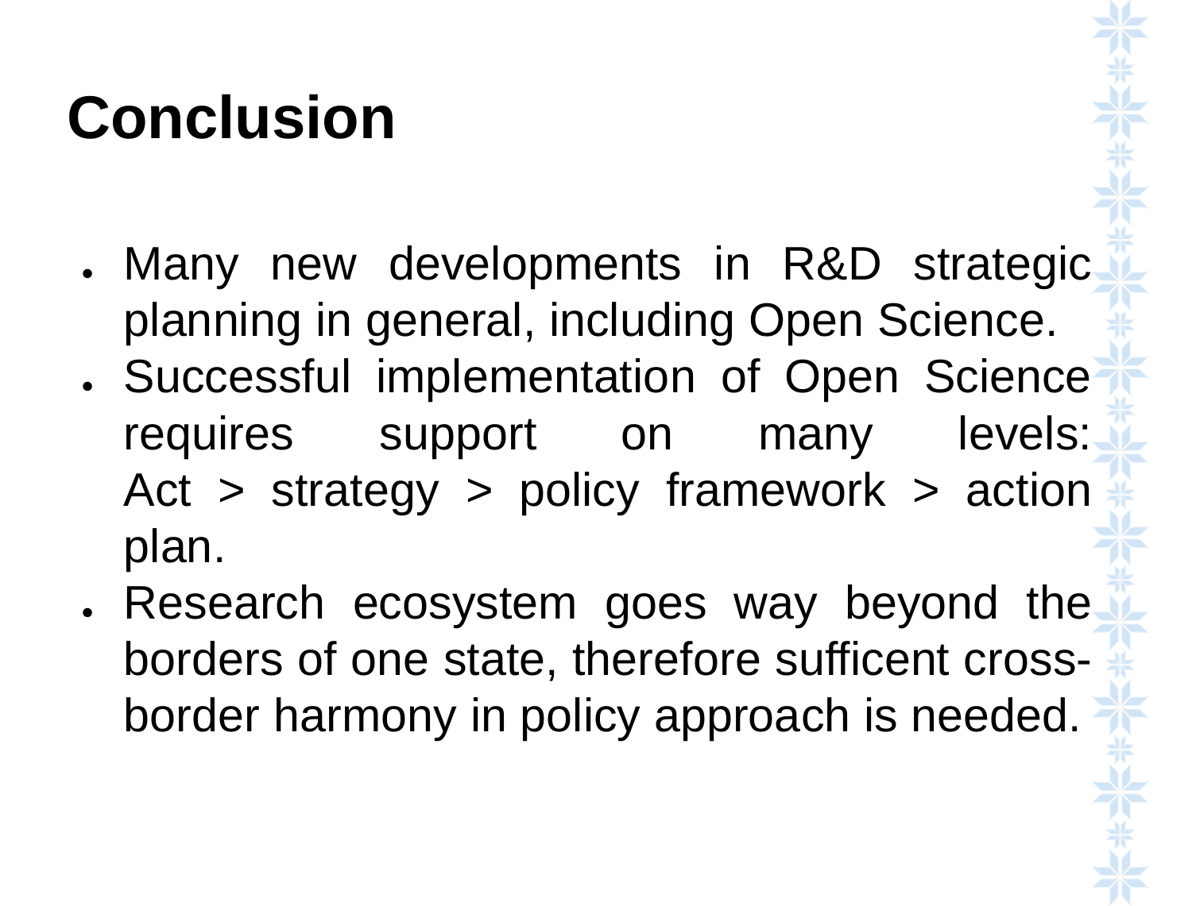# Conclusion

- Many new developments in R&D strategic planning in general, including Open Science.
- Successful implementation of Open Science requires support on many levels: Act > strategy > policy framework > action plan.
- Research ecosystem goes way beyond the borders of one state, therefore sufficent cross-border harmony in policy approach is needed.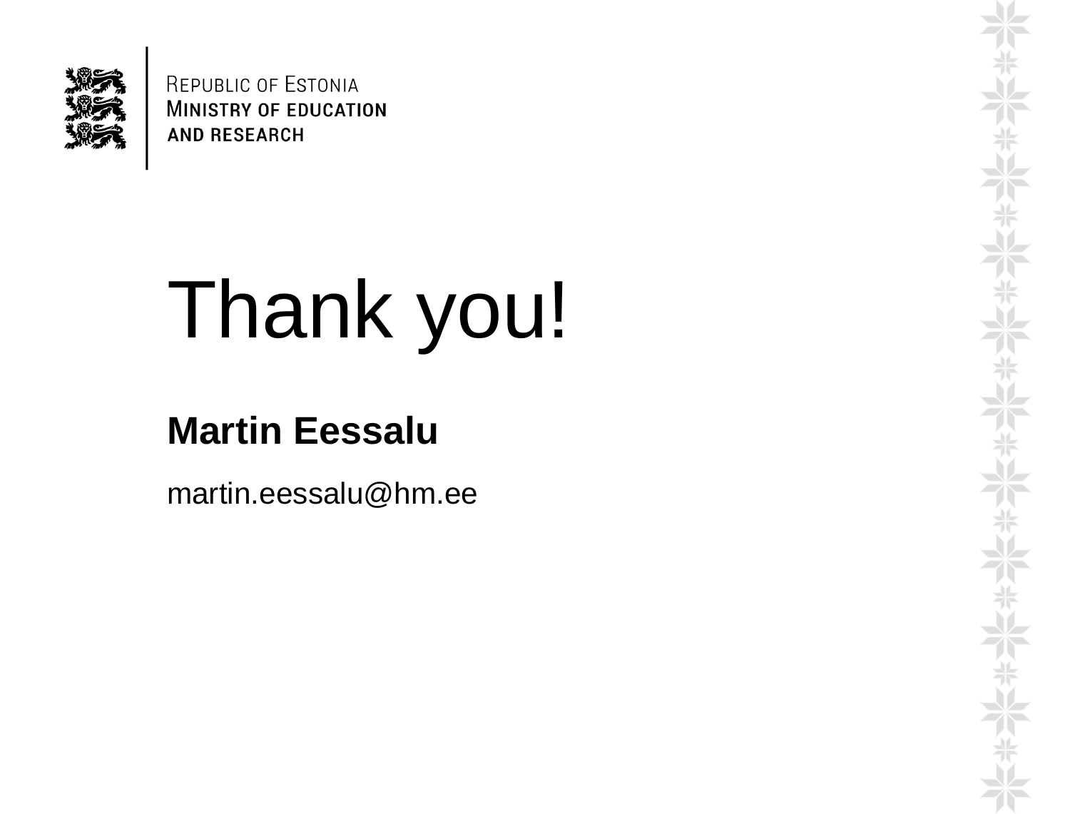Republic of Estonia
Ministry of Education and Research

# Thank you!

**Martin Eessalu**

martin.eessalu@hm.ee